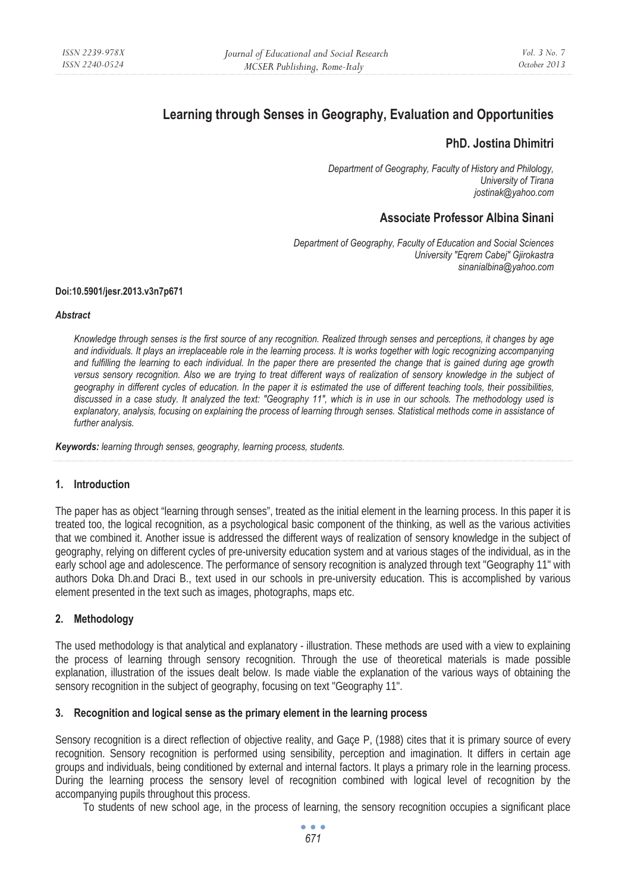# Learning through Senses in Geography, Evaluation and Opportunities

**PhD. Jostina Dhimitri**

*Department of Geography, Faculty of History and Philology,*
*University of Tirana*
*jostinak@yahoo.com*

**Associate Professor Albina Sinani**

*Department of Geography, Faculty of Education and Social Sciences*
*University "Eqrem Cabej" Gjirokastra*
*sinanialbina@yahoo.com*

**Doi:10.5901/jesr.2013.v3n7p671**

***Abstract***

*Knowledge through senses is the first source of any recognition. Realized through senses and perceptions, it changes by age and individuals. It plays an irreplaceable role in the learning process. It is works together with logic recognizing accompanying and fulfilling the learning to each individual. In the paper there are presented the change that is gained during age growth versus sensory recognition. Also we are trying to treat different ways of realization of sensory knowledge in the subject of geography in different cycles of education. In the paper it is estimated the use of different teaching tools, their possibilities, discussed in a case study. It analyzed the text: "Geography 11", which is in use in our schools. The methodology used is explanatory, analysis, focusing on explaining the process of learning through senses. Statistical methods come in assistance of further analysis.*

***Keywords:*** *learning through senses, geography, learning process, students.*

## 1. Introduction

The paper has as object "learning through senses", treated as the initial element in the learning process. In this paper it is treated too, the logical recognition, as a psychological basic component of the thinking, as well as the various activities that we combined it. Another issue is addressed the different ways of realization of sensory knowledge in the subject of geography, relying on different cycles of pre-university education system and at various stages of the individual, as in the early school age and adolescence. The performance of sensory recognition is analyzed through text "Geography 11" with authors Doka Dh.and Draci B., text used in our schools in pre-university education. This is accomplished by various element presented in the text such as images, photographs, maps etc.

## 2. Methodology

The used methodology is that analytical and explanatory - illustration. These methods are used with a view to explaining the process of learning through sensory recognition. Through the use of theoretical materials is made possible explanation, illustration of the issues dealt below. Is made viable the explanation of the various ways of obtaining the sensory recognition in the subject of geography, focusing on text "Geography 11".

## 3. Recognition and logical sense as the primary element in the learning process

Sensory recognition is a direct reflection of objective reality, and Gaçe P, (1988) cites that it is primary source of every recognition. Sensory recognition is performed using sensibility, perception and imagination. It differs in certain age groups and individuals, being conditioned by external and internal factors. It plays a primary role in the learning process. During the learning process the sensory level of recognition combined with logical level of recognition by the accompanying pupils throughout this process.

To students of new school age, in the process of learning, the sensory recognition occupies a significant place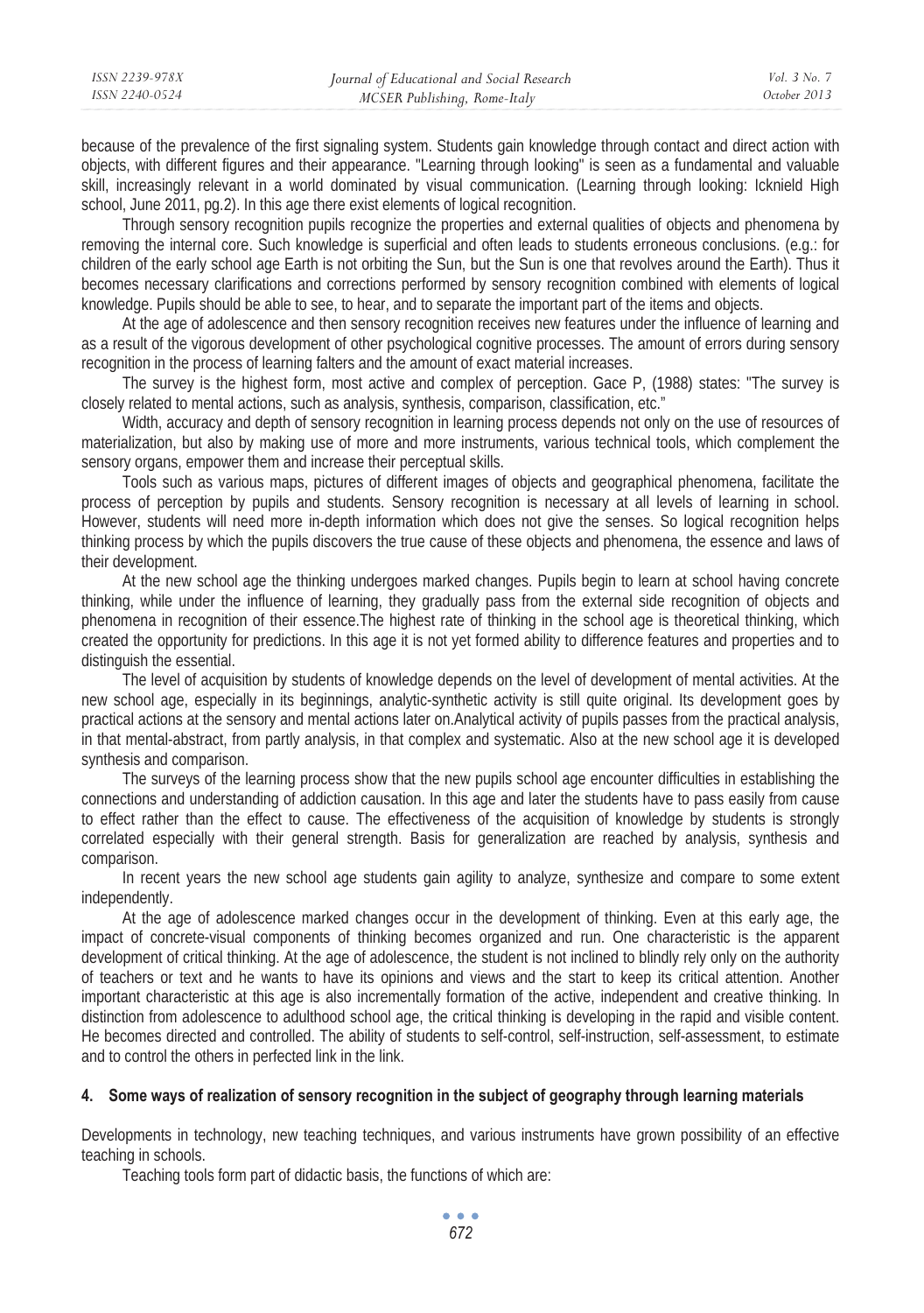because of the prevalence of the first signaling system. Students gain knowledge through contact and direct action with objects, with different figures and their appearance. "Learning through looking" is seen as a fundamental and valuable skill, increasingly relevant in a world dominated by visual communication. (Learning through looking: Icknield High school, June 2011, pg.2). In this age there exist elements of logical recognition.

Through sensory recognition pupils recognize the properties and external qualities of objects and phenomena by removing the internal core. Such knowledge is superficial and often leads to students erroneous conclusions. (e.g.: for children of the early school age Earth is not orbiting the Sun, but the Sun is one that revolves around the Earth). Thus it becomes necessary clarifications and corrections performed by sensory recognition combined with elements of logical knowledge. Pupils should be able to see, to hear, and to separate the important part of the items and objects.

At the age of adolescence and then sensory recognition receives new features under the influence of learning and as a result of the vigorous development of other psychological cognitive processes. The amount of errors during sensory recognition in the process of learning falters and the amount of exact material increases.

The survey is the highest form, most active and complex of perception. Gace P, (1988) states: "The survey is closely related to mental actions, such as analysis, synthesis, comparison, classification, etc."

Width, accuracy and depth of sensory recognition in learning process depends not only on the use of resources of materialization, but also by making use of more and more instruments, various technical tools, which complement the sensory organs, empower them and increase their perceptual skills.

Tools such as various maps, pictures of different images of objects and geographical phenomena, facilitate the process of perception by pupils and students. Sensory recognition is necessary at all levels of learning in school. However, students will need more in-depth information which does not give the senses. So logical recognition helps thinking process by which the pupils discovers the true cause of these objects and phenomena, the essence and laws of their development.

At the new school age the thinking undergoes marked changes. Pupils begin to learn at school having concrete thinking, while under the influence of learning, they gradually pass from the external side recognition of objects and phenomena in recognition of their essence.The highest rate of thinking in the school age is theoretical thinking, which created the opportunity for predictions. In this age it is not yet formed ability to difference features and properties and to distinguish the essential.

The level of acquisition by students of knowledge depends on the level of development of mental activities. At the new school age, especially in its beginnings, analytic-synthetic activity is still quite original. Its development goes by practical actions at the sensory and mental actions later on.Analytical activity of pupils passes from the practical analysis, in that mental-abstract, from partly analysis, in that complex and systematic. Also at the new school age it is developed synthesis and comparison.

The surveys of the learning process show that the new pupils school age encounter difficulties in establishing the connections and understanding of addiction causation. In this age and later the students have to pass easily from cause to effect rather than the effect to cause. The effectiveness of the acquisition of knowledge by students is strongly correlated especially with their general strength. Basis for generalization are reached by analysis, synthesis and comparison.

In recent years the new school age students gain agility to analyze, synthesize and compare to some extent independently.

At the age of adolescence marked changes occur in the development of thinking. Even at this early age, the impact of concrete-visual components of thinking becomes organized and run. One characteristic is the apparent development of critical thinking. At the age of adolescence, the student is not inclined to blindly rely only on the authority of teachers or text and he wants to have its opinions and views and the start to keep its critical attention. Another important characteristic at this age is also incrementally formation of the active, independent and creative thinking. In distinction from adolescence to adulthood school age, the critical thinking is developing in the rapid and visible content. He becomes directed and controlled. The ability of students to self-control, self-instruction, self-assessment, to estimate and to control the others in perfected link in the link.

## 4. Some ways of realization of sensory recognition in the subject of geography through learning materials

Developments in technology, new teaching techniques, and various instruments have grown possibility of an effective teaching in schools.

Teaching tools form part of didactic basis, the functions of which are: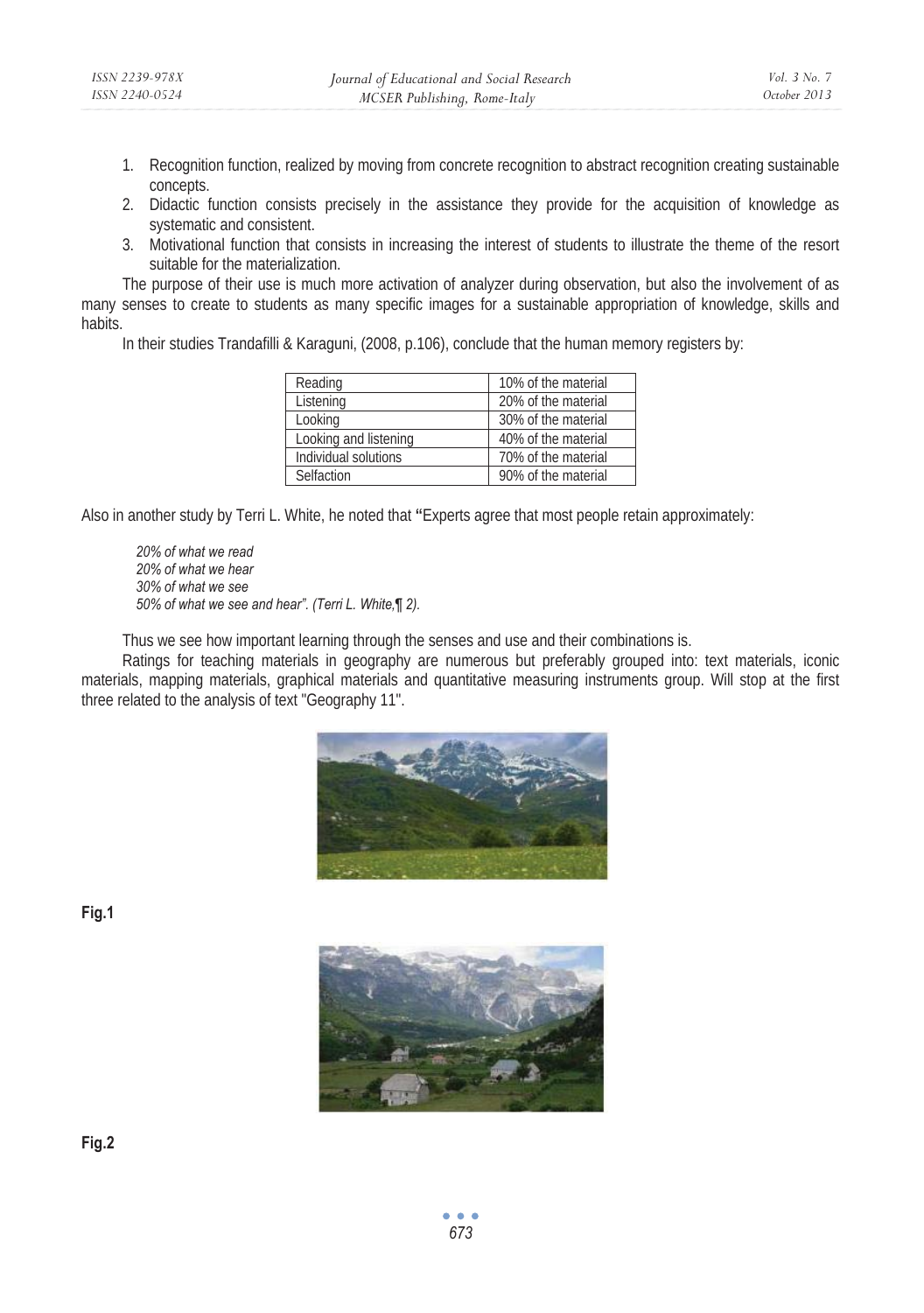1. Recognition function, realized by moving from concrete recognition to abstract recognition creating sustainable concepts.
2. Didactic function consists precisely in the assistance they provide for the acquisition of knowledge as systematic and consistent.
3. Motivational function that consists in increasing the interest of students to illustrate the theme of the resort suitable for the materialization.

The purpose of their use is much more activation of analyzer during observation, but also the involvement of as many senses to create to students as many specific images for a sustainable appropriation of knowledge, skills and habits.

In their studies Trandafilli & Karaguni, (2008, p.106), conclude that the human memory registers by:

| Reading | 10% of the material |
|---|---|
| Listening | 20% of the material |
| Looking | 30% of the material |
| Looking and listening | 40% of the material |
| Individual solutions | 70% of the material |
| Selfaction | 90% of the material |

Also in another study by Terri L. White, he noted that **"**Experts agree that most people retain approximately:

*20% of what we read*
*20% of what we hear*
*30% of what we see*
*50% of what we see and hear". (Terri L. White,¶ 2).*

Thus we see how important learning through the senses and use and their combinations is.

Ratings for teaching materials in geography are numerous but preferably grouped into: text materials, iconic materials, mapping materials, graphical materials and quantitative measuring instruments group. Will stop at the first three related to the analysis of text "Geography 11".

**Fig.1**

**Fig.2**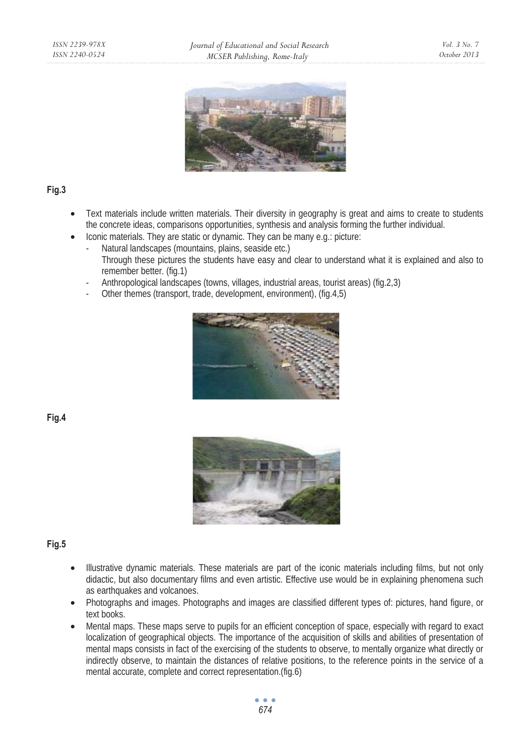Fig.3

- Text materials include written materials. Their diversity in geography is great and aims to create to students the concrete ideas, comparisons opportunities, synthesis and analysis forming the further individual.
- Iconic materials. They are static or dynamic. They can be many e.g.: picture:
  - Natural landscapes (mountains, plains, seaside etc.)  
    Through these pictures the students have easy and clear to understand what it is explained and also to remember better. (fig.1)
  - Anthropological landscapes (towns, villages, industrial areas, tourist areas) (fig.2,3)
  - Other themes (transport, trade, development, environment), (fig.4,5)

Fig.4

Fig.5

- Illustrative dynamic materials. These materials are part of the iconic materials including films, but not only didactic, but also documentary films and even artistic. Effective use would be in explaining phenomena such as earthquakes and volcanoes.
- Photographs and images. Photographs and images are classified different types of: pictures, hand figure, or text books.
- Mental maps. These maps serve to pupils for an efficient conception of space, especially with regard to exact localization of geographical objects. The importance of the acquisition of skills and abilities of presentation of mental maps consists in fact of the exercising of the students to observe, to mentally organize what directly or indirectly observe, to maintain the distances of relative positions, to the reference points in the service of a mental accurate, complete and correct representation.(fig.6)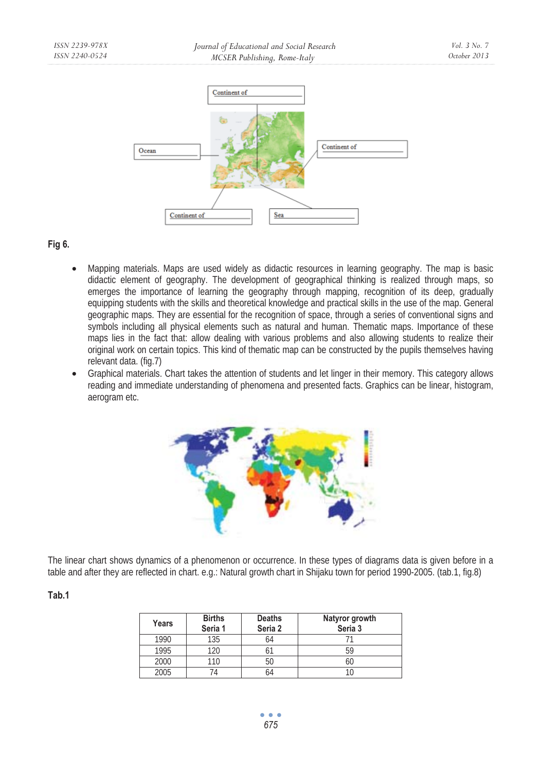Continent of

Ocean

Continent of

Continent of

Sea

**Fig 6.**

- Mapping materials. Maps are used widely as didactic resources in learning geography. The map is basic didactic element of geography. The development of geographical thinking is realized through maps, so emerges the importance of learning the geography through mapping, recognition of its deep, gradually equipping students with the skills and theoretical knowledge and practical skills in the use of the map. General geographic maps. They are essential for the recognition of space, through a series of conventional signs and symbols including all physical elements such as natural and human. Thematic maps. Importance of these maps lies in the fact that: allow dealing with various problems and also allowing students to realize their original work on certain topics. This kind of thematic map can be constructed by the pupils themselves having relevant data. (fig.7)
- Graphical materials. Chart takes the attention of students and let linger in their memory. This category allows reading and immediate understanding of phenomena and presented facts. Graphics can be linear, histogram, aerogram etc.

The linear chart shows dynamics of a phenomenon or occurrence. In these types of diagrams data is given before in a table and after they are reflected in chart. e.g.: Natural growth chart in Shijaku town for period 1990-2005. (tab.1, fig.8)

**Tab.1**

| Years | Births Seria 1 | Deaths Seria 2 | Natyror growth Seria 3 |
|---|---|---|---|
| 1990 | 135 | 64 | 71 |
| 1995 | 120 | 61 | 59 |
| 2000 | 110 | 50 | 60 |
| 2005 | 74 | 64 | 10 |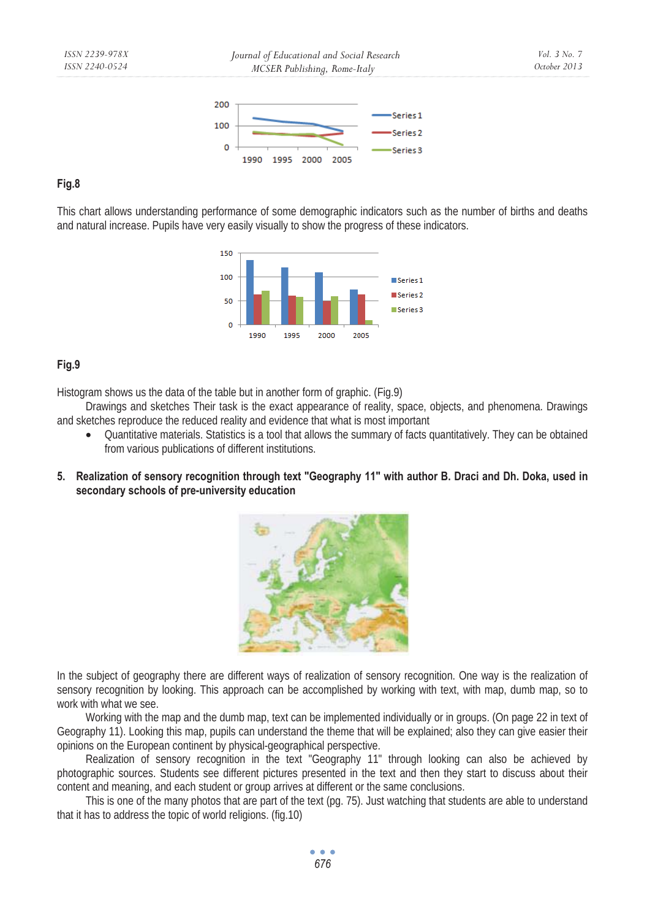**Fig.8**

This chart allows understanding performance of some demographic indicators such as the number of births and deaths and natural increase. Pupils have very easily visually to show the progress of these indicators.

**Fig.9**

Histogram shows us the data of the table but in another form of graphic. (Fig.9)

Drawings and sketches Their task is the exact appearance of reality, space, objects, and phenomena. Drawings and sketches reproduce the reduced reality and evidence that what is most important

- Quantitative materials. Statistics is a tool that allows the summary of facts quantitatively. They can be obtained from various publications of different institutions.

**5. Realization of sensory recognition through text "Geography 11" with author B. Draci and Dh. Doka, used in secondary schools of pre-university education**

In the subject of geography there are different ways of realization of sensory recognition. One way is the realization of sensory recognition by looking. This approach can be accomplished by working with text, with map, dumb map, so to work with what we see.

Working with the map and the dumb map, text can be implemented individually or in groups. (On page 22 in text of Geography 11). Looking this map, pupils can understand the theme that will be explained; also they can give easier their opinions on the European continent by physical-geographical perspective.

Realization of sensory recognition in the text "Geography 11" through looking can also be achieved by photographic sources. Students see different pictures presented in the text and then they start to discuss about their content and meaning, and each student or group arrives at different or the same conclusions.

This is one of the many photos that are part of the text (pg. 75). Just watching that students are able to understand that it has to address the topic of world religions. (fig.10)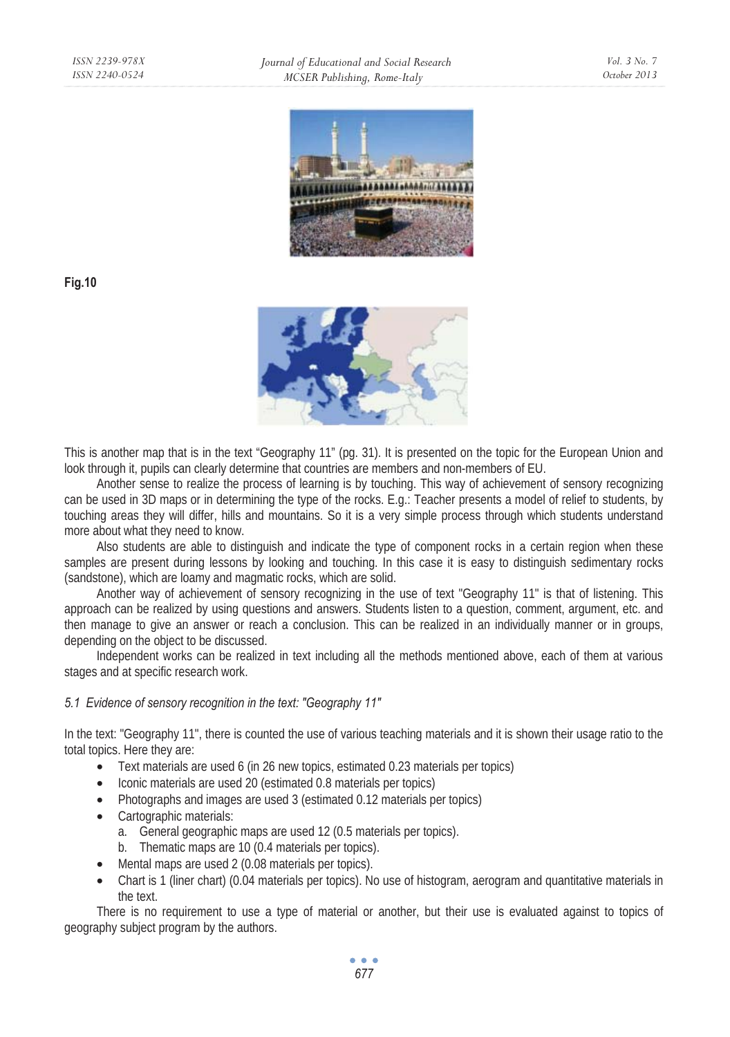**Fig.10**

This is another map that is in the text "Geography 11" (pg. 31). It is presented on the topic for the European Union and look through it, pupils can clearly determine that countries are members and non-members of EU.

Another sense to realize the process of learning is by touching. This way of achievement of sensory recognizing can be used in 3D maps or in determining the type of the rocks. E.g.: Teacher presents a model of relief to students, by touching areas they will differ, hills and mountains. So it is a very simple process through which students understand more about what they need to know.

Also students are able to distinguish and indicate the type of component rocks in a certain region when these samples are present during lessons by looking and touching. In this case it is easy to distinguish sedimentary rocks (sandstone), which are loamy and magmatic rocks, which are solid.

Another way of achievement of sensory recognizing in the use of text "Geography 11" is that of listening. This approach can be realized by using questions and answers. Students listen to a question, comment, argument, etc. and then manage to give an answer or reach a conclusion. This can be realized in an individually manner or in groups, depending on the object to be discussed.

Independent works can be realized in text including all the methods mentioned above, each of them at various stages and at specific research work.

### *5.1 Evidence of sensory recognition in the text: "Geography 11"*

In the text: "Geography 11", there is counted the use of various teaching materials and it is shown their usage ratio to the total topics. Here they are:

- Text materials are used 6 (in 26 new topics, estimated 0.23 materials per topics)
- Iconic materials are used 20 (estimated 0.8 materials per topics)
- Photographs and images are used 3 (estimated 0.12 materials per topics)
- Cartographic materials:
  a. General geographic maps are used 12 (0.5 materials per topics).
  b. Thematic maps are 10 (0.4 materials per topics).
- Mental maps are used 2 (0.08 materials per topics).
- Chart is 1 (liner chart) (0.04 materials per topics). No use of histogram, aerogram and quantitative materials in the text.

There is no requirement to use a type of material or another, but their use is evaluated against to topics of geography subject program by the authors.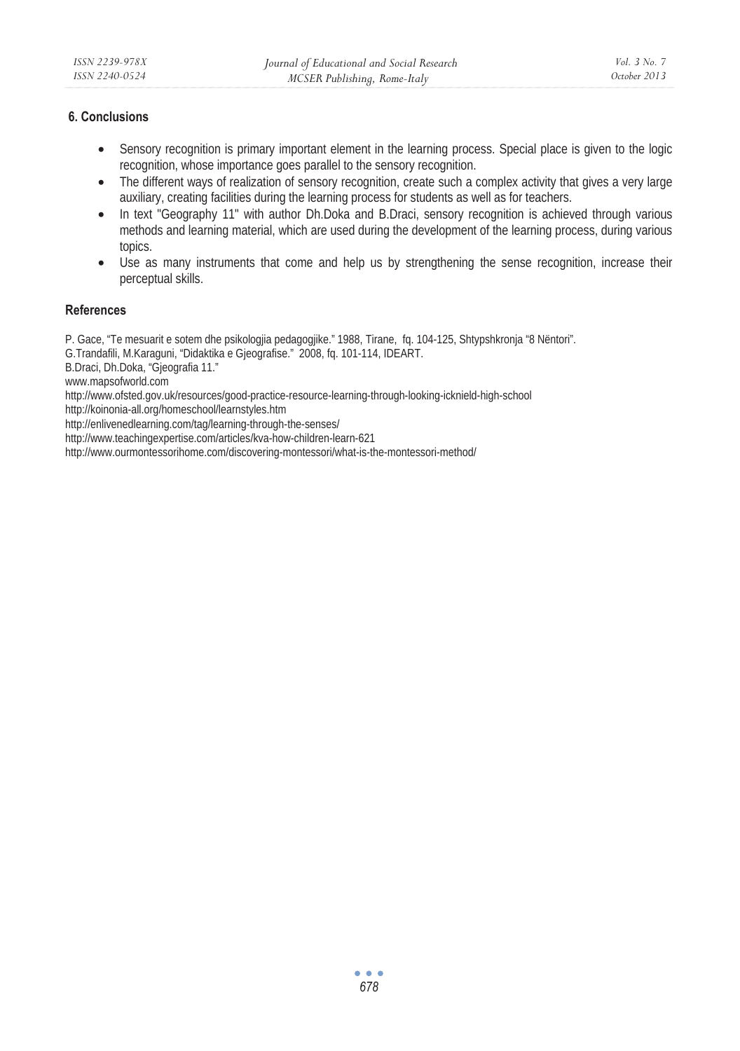## 6. Conclusions

- Sensory recognition is primary important element in the learning process. Special place is given to the logic recognition, whose importance goes parallel to the sensory recognition.
- The different ways of realization of sensory recognition, create such a complex activity that gives a very large auxiliary, creating facilities during the learning process for students as well as for teachers.
- In text "Geography 11" with author Dh.Doka and B.Draci, sensory recognition is achieved through various methods and learning material, which are used during the development of the learning process, during various topics.
- Use as many instruments that come and help us by strengthening the sense recognition, increase their perceptual skills.

## References

P. Gace, "Te mesuarit e sotem dhe psikologjia pedagogjike." 1988, Tirane, fq. 104-125, Shtypshkronja "8 Nëntori".
G.Trandafili, M.Karaguni, "Didaktika e Gjeografise." 2008, fq. 101-114, IDEART.
B.Draci, Dh.Doka, "Gjeografia 11."
www.mapsofworld.com
http://www.ofsted.gov.uk/resources/good-practice-resource-learning-through-looking-icknield-high-school
http://koinonia-all.org/homeschool/learnstyles.htm
http://enlivenedlearning.com/tag/learning-through-the-senses/
http://www.teachingexpertise.com/articles/kva-how-children-learn-621
http://www.ourmontessorihome.com/discovering-montessori/what-is-the-montessori-method/